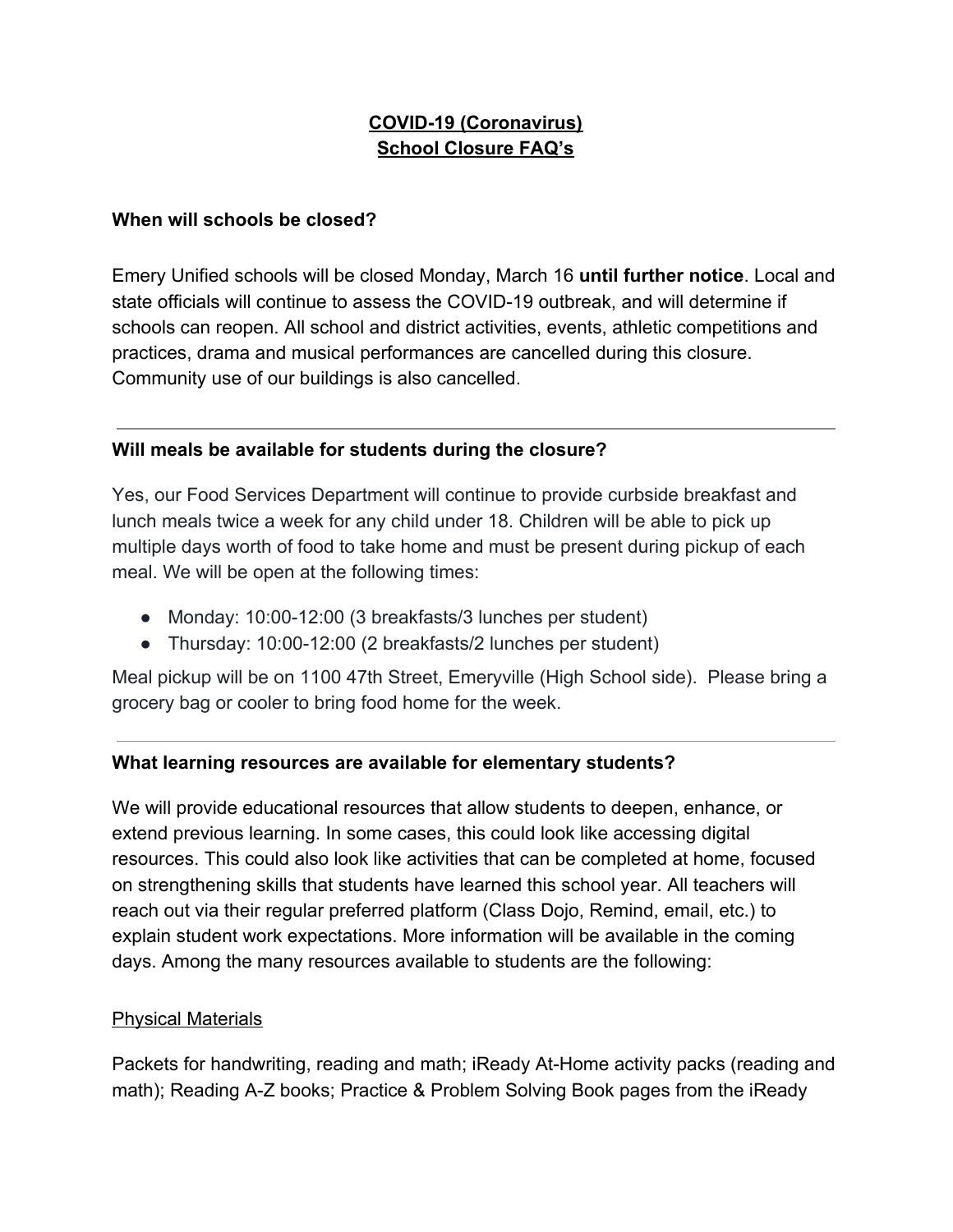# COVID-19 (Coronavirus) School Closure FAQ's

### When will schools be closed?

Emery Unified schools will be closed Monday, March 16 **until further notice**. Local and state officials will continue to assess the COVID-19 outbreak, and will determine if schools can reopen. All school and district activities, events, athletic competitions and practices, drama and musical performances are cancelled during this closure. Community use of our buildings is also cancelled.

---

### Will meals be available for students during the closure?

Yes, our Food Services Department will continue to provide curbside breakfast and lunch meals twice a week for any child under 18. Children will be able to pick up multiple days worth of food to take home and must be present during pickup of each meal. We will be open at the following times:

- Monday: 10:00-12:00 (3 breakfasts/3 lunches per student)
- Thursday: 10:00-12:00 (2 breakfasts/2 lunches per student)

Meal pickup will be on 1100 47th Street, Emeryville (High School side). Please bring a grocery bag or cooler to bring food home for the week.

---

### What learning resources are available for elementary students?

We will provide educational resources that allow students to deepen, enhance, or extend previous learning. In some cases, this could look like accessing digital resources. This could also look like activities that can be completed at home, focused on strengthening skills that students have learned this school year. All teachers will reach out via their regular preferred platform (Class Dojo, Remind, email, etc.) to explain student work expectations. More information will be available in the coming days. Among the many resources available to students are the following:

<u>Physical Materials</u>

Packets for handwriting, reading and math; iReady At-Home activity packs (reading and math); Reading A-Z books; Practice & Problem Solving Book pages from the iReady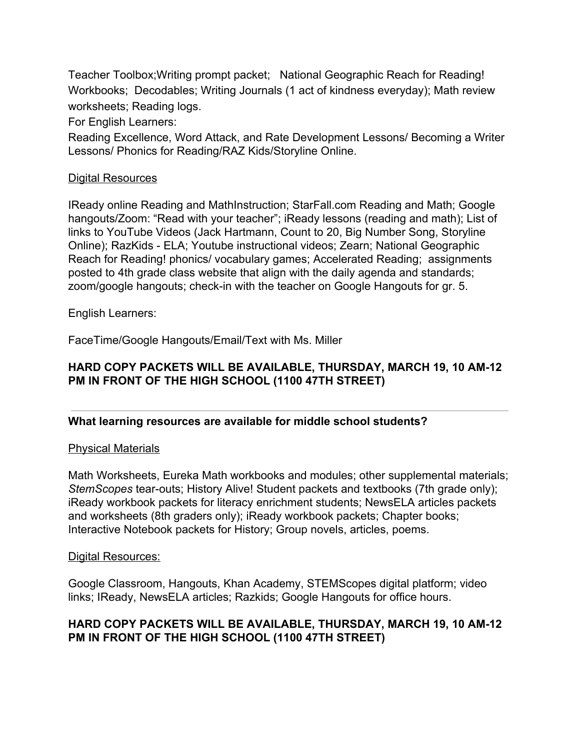Teacher Toolbox;Writing prompt packet;   National Geographic Reach for Reading! Workbooks;  Decodables; Writing Journals (1 act of kindness everyday); Math review worksheets; Reading logs.

For English Learners:

Reading Excellence, Word Attack, and Rate Development Lessons/ Becoming a Writer Lessons/ Phonics for Reading/RAZ Kids/Storyline Online.

<u>Digital Resources</u>

IReady online Reading and MathInstruction; StarFall.com Reading and Math; Google hangouts/Zoom: "Read with your teacher"; iReady lessons (reading and math); List of links to YouTube Videos (Jack Hartmann, Count to 20, Big Number Song, Storyline Online); RazKids - ELA; Youtube instructional videos; Zearn; National Geographic Reach for Reading! phonics/ vocabulary games; Accelerated Reading;  assignments posted to 4th grade class website that align with the daily agenda and standards; zoom/google hangouts; check-in with the teacher on Google Hangouts for gr. 5.

English Learners:

FaceTime/Google Hangouts/Email/Text with Ms. Miller

**HARD COPY PACKETS WILL BE AVAILABLE, THURSDAY, MARCH 19, 10 AM-12 PM IN FRONT OF THE HIGH SCHOOL (1100 47TH STREET)**

---

**What learning resources are available for middle school students?**

<u>Physical Materials</u>

Math Worksheets, Eureka Math workbooks and modules; other supplemental materials; *StemScopes* tear-outs; History Alive! Student packets and textbooks (7th grade only); iReady workbook packets for literacy enrichment students; NewsELA articles packets and worksheets (8th graders only); iReady workbook packets; Chapter books; Interactive Notebook packets for History; Group novels, articles, poems.

<u>Digital Resources:</u>

Google Classroom, Hangouts, Khan Academy, STEMScopes digital platform; video links; IReady, NewsELA articles; Razkids; Google Hangouts for office hours.

**HARD COPY PACKETS WILL BE AVAILABLE, THURSDAY, MARCH 19, 10 AM-12 PM IN FRONT OF THE HIGH SCHOOL (1100 47TH STREET)**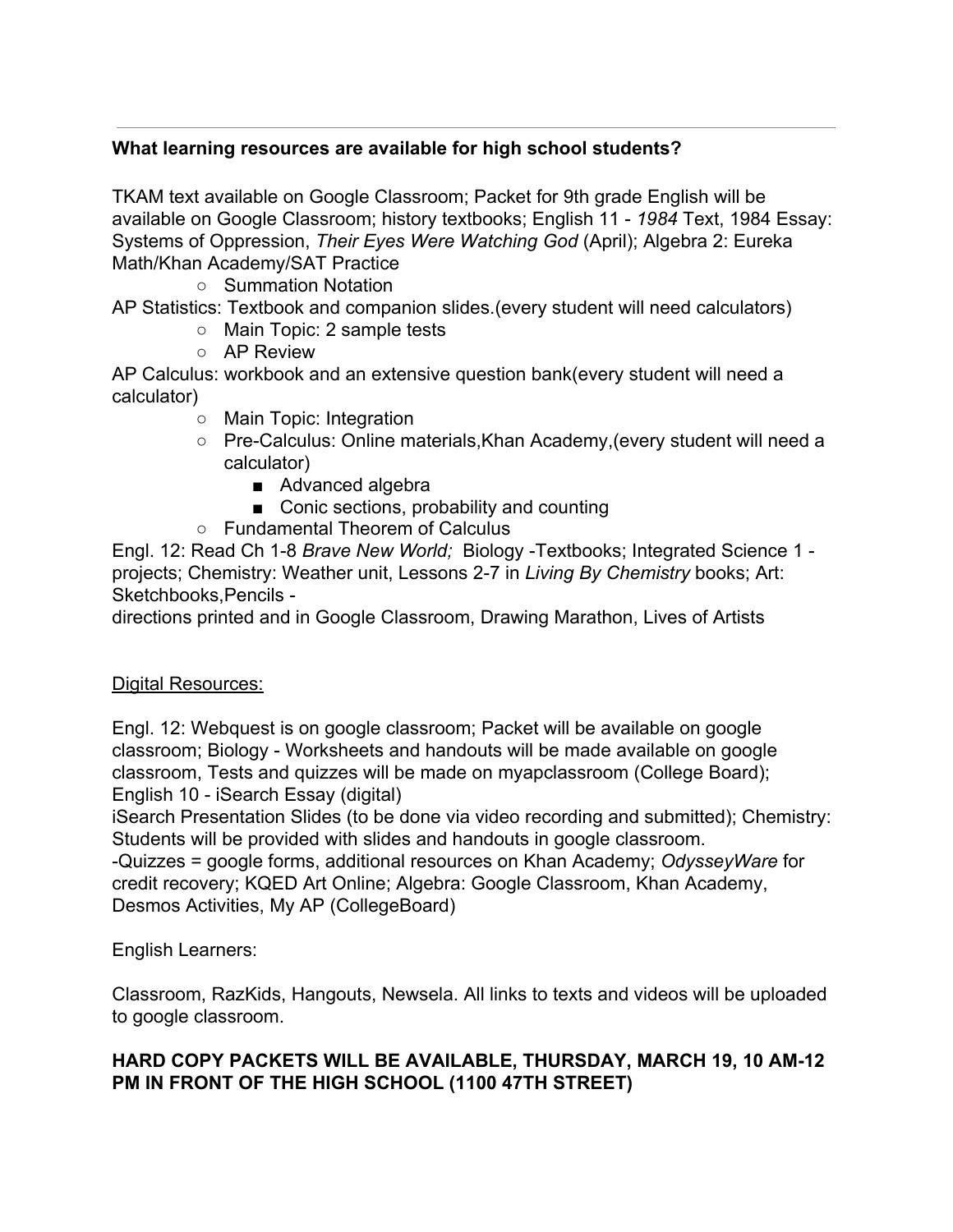**What learning resources are available for high school students?**

TKAM text available on Google Classroom; Packet for 9th grade English will be available on Google Classroom; history textbooks; English 11 - *1984* Text, 1984 Essay: Systems of Oppression, *Their Eyes Were Watching God* (April); Algebra 2: Eureka Math/Khan Academy/SAT Practice

- Summation Notation

AP Statistics: Textbook and companion slides.(every student will need calculators)

- Main Topic: 2 sample tests
- AP Review

AP Calculus: workbook and an extensive question bank(every student will need a calculator)

- Main Topic: Integration
- Pre-Calculus: Online materials,Khan Academy,(every student will need a calculator)
  - Advanced algebra
  - Conic sections, probability and counting
- Fundamental Theorem of Calculus

Engl. 12: Read Ch 1-8 *Brave New World;* Biology -Textbooks; Integrated Science 1 - projects; Chemistry: Weather unit, Lessons 2-7 in *Living By Chemistry* books; Art: Sketchbooks,Pencils -
directions printed and in Google Classroom, Drawing Marathon, Lives of Artists

<u>Digital Resources:</u>

Engl. 12: Webquest is on google classroom; Packet will be available on google classroom; Biology - Worksheets and handouts will be made available on google classroom, Tests and quizzes will be made on myapclassroom (College Board); English 10 - iSearch Essay (digital)
iSearch Presentation Slides (to be done via video recording and submitted); Chemistry: Students will be provided with slides and handouts in google classroom.
-Quizzes = google forms, additional resources on Khan Academy; *OdysseyWare* for credit recovery; KQED Art Online; Algebra: Google Classroom, Khan Academy, Desmos Activities, My AP (CollegeBoard)

English Learners:

Classroom, RazKids, Hangouts, Newsela. All links to texts and videos will be uploaded to google classroom.

**HARD COPY PACKETS WILL BE AVAILABLE, THURSDAY, MARCH 19, 10 AM-12 PM IN FRONT OF THE HIGH SCHOOL (1100 47TH STREET)**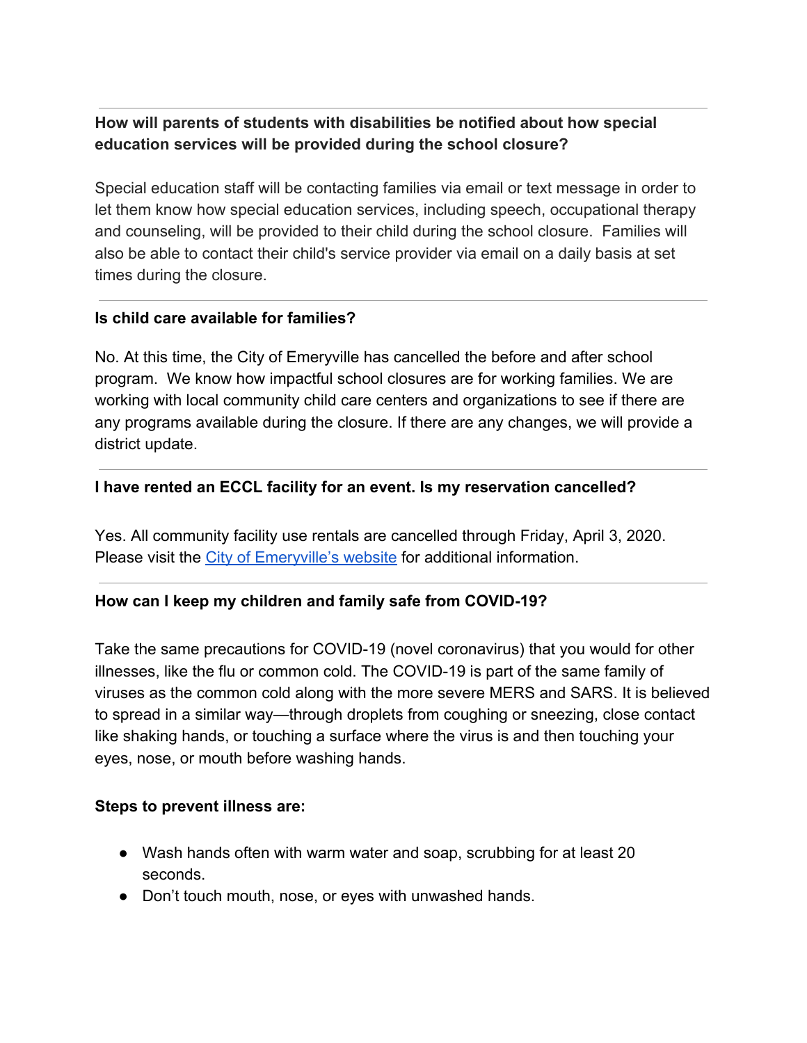---

**How will parents of students with disabilities be notified about how special education services will be provided during the school closure?**

Special education staff will be contacting families via email or text message in order to let them know how special education services, including speech, occupational therapy and counseling, will be provided to their child during the school closure. Families will also be able to contact their child's service provider via email on a daily basis at set times during the closure.

---

**Is child care available for families?**

No. At this time, the City of Emeryville has cancelled the before and after school program. We know how impactful school closures are for working families. We are working with local community child care centers and organizations to see if there are any programs available during the closure. If there are any changes, we will provide a district update.

---

**I have rented an ECCL facility for an event. Is my reservation cancelled?**

Yes. All community facility use rentals are cancelled through Friday, April 3, 2020. Please visit the City of Emeryville's website for additional information.

---

**How can I keep my children and family safe from COVID-19?**

Take the same precautions for COVID-19 (novel coronavirus) that you would for other illnesses, like the flu or common cold. The COVID-19 is part of the same family of viruses as the common cold along with the more severe MERS and SARS. It is believed to spread in a similar way—through droplets from coughing or sneezing, close contact like shaking hands, or touching a surface where the virus is and then touching your eyes, nose, or mouth before washing hands.

**Steps to prevent illness are:**

- Wash hands often with warm water and soap, scrubbing for at least 20 seconds.
- Don't touch mouth, nose, or eyes with unwashed hands.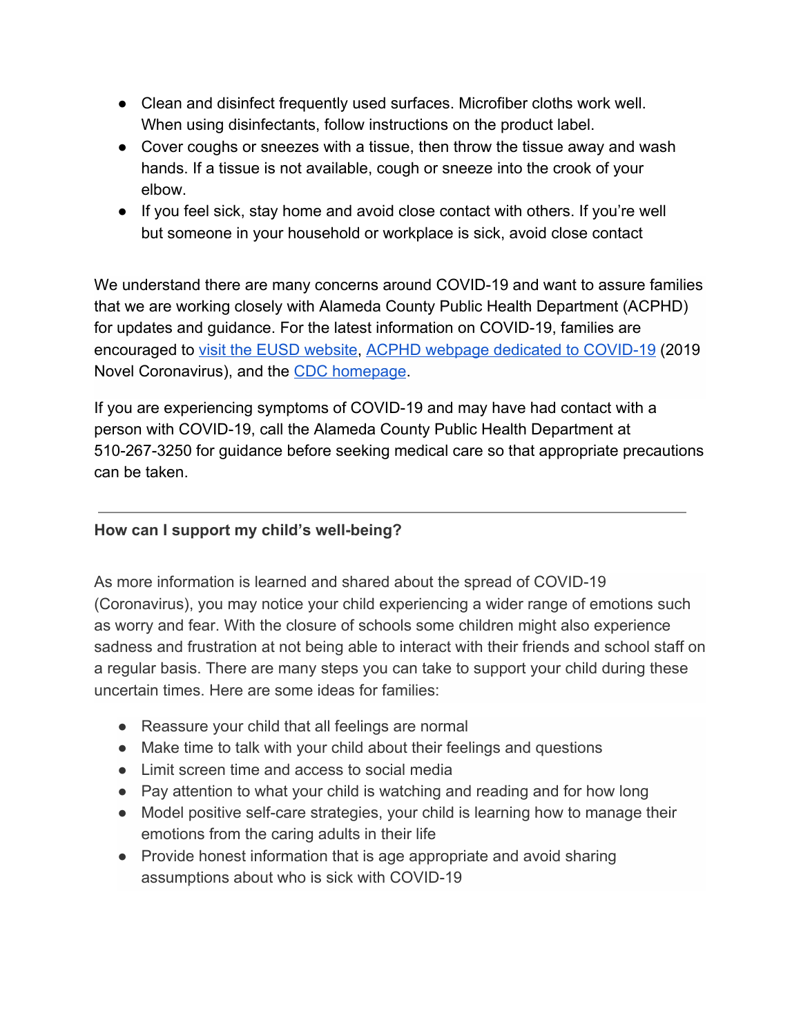- Clean and disinfect frequently used surfaces. Microfiber cloths work well. When using disinfectants, follow instructions on the product label.
- Cover coughs or sneezes with a tissue, then throw the tissue away and wash hands. If a tissue is not available, cough or sneeze into the crook of your elbow.
- If you feel sick, stay home and avoid close contact with others. If you're well but someone in your household or workplace is sick, avoid close contact

We understand there are many concerns around COVID-19 and want to assure families that we are working closely with Alameda County Public Health Department (ACPHD) for updates and guidance. For the latest information on COVID-19, families are encouraged to visit the EUSD website, ACPHD webpage dedicated to COVID-19 (2019 Novel Coronavirus), and the CDC homepage.

If you are experiencing symptoms of COVID-19 and may have had contact with a person with COVID-19, call the Alameda County Public Health Department at 510-267-3250 for guidance before seeking medical care so that appropriate precautions can be taken.

---

**How can I support my child's well-being?**

As more information is learned and shared about the spread of COVID-19 (Coronavirus), you may notice your child experiencing a wider range of emotions such as worry and fear. With the closure of schools some children might also experience sadness and frustration at not being able to interact with their friends and school staff on a regular basis. There are many steps you can take to support your child during these uncertain times. Here are some ideas for families:

- Reassure your child that all feelings are normal
- Make time to talk with your child about their feelings and questions
- Limit screen time and access to social media
- Pay attention to what your child is watching and reading and for how long
- Model positive self-care strategies, your child is learning how to manage their emotions from the caring adults in their life
- Provide honest information that is age appropriate and avoid sharing assumptions about who is sick with COVID-19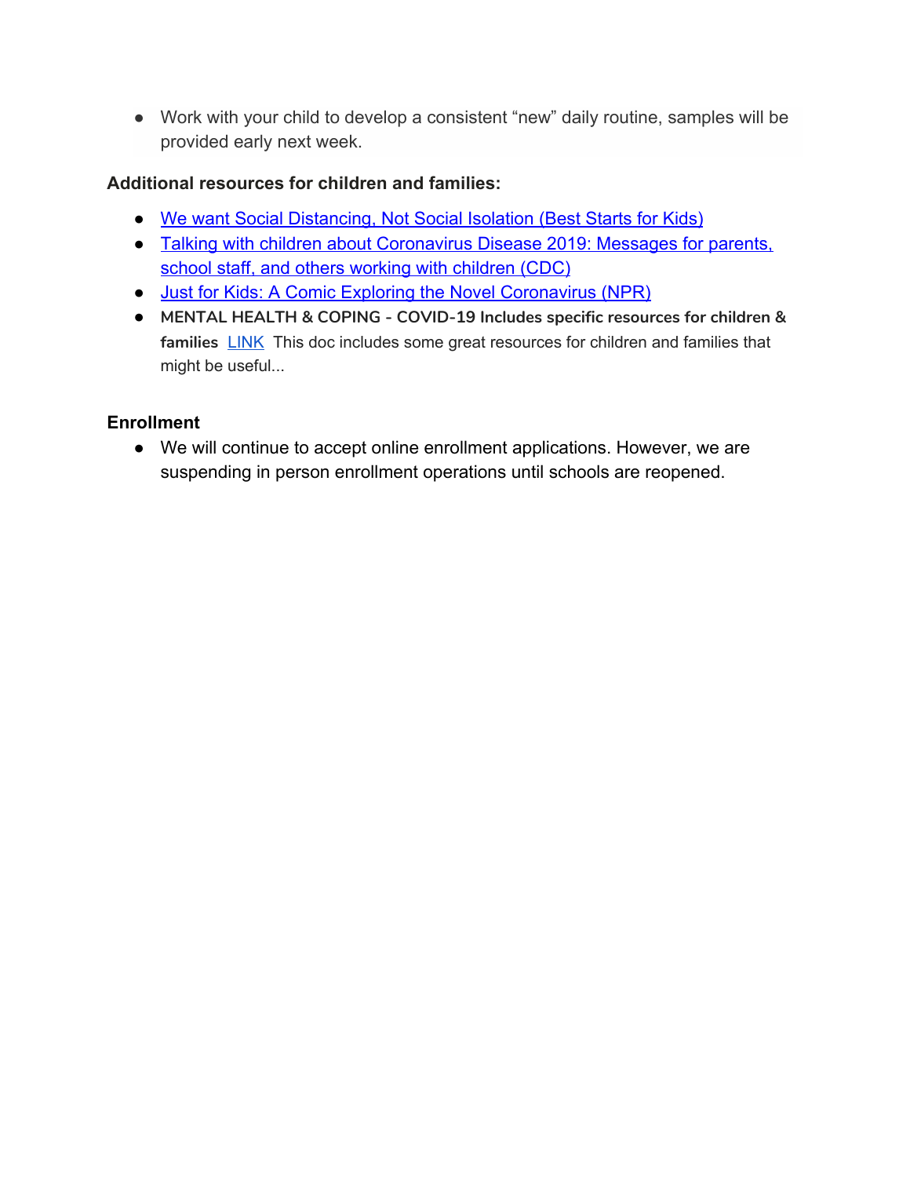- Work with your child to develop a consistent “new” daily routine, samples will be provided early next week.

**Additional resources for children and families:**

- We want Social Distancing, Not Social Isolation (Best Starts for Kids)
- Talking with children about Coronavirus Disease 2019: Messages for parents, school staff, and others working with children (CDC)
- Just for Kids: A Comic Exploring the Novel Coronavirus (NPR)
- **MENTAL HEALTH & COPING - COVID-19 Includes specific resources for children & families** LINK This doc includes some great resources for children and families that might be useful...

**Enrollment**

- We will continue to accept online enrollment applications. However, we are suspending in person enrollment operations until schools are reopened.